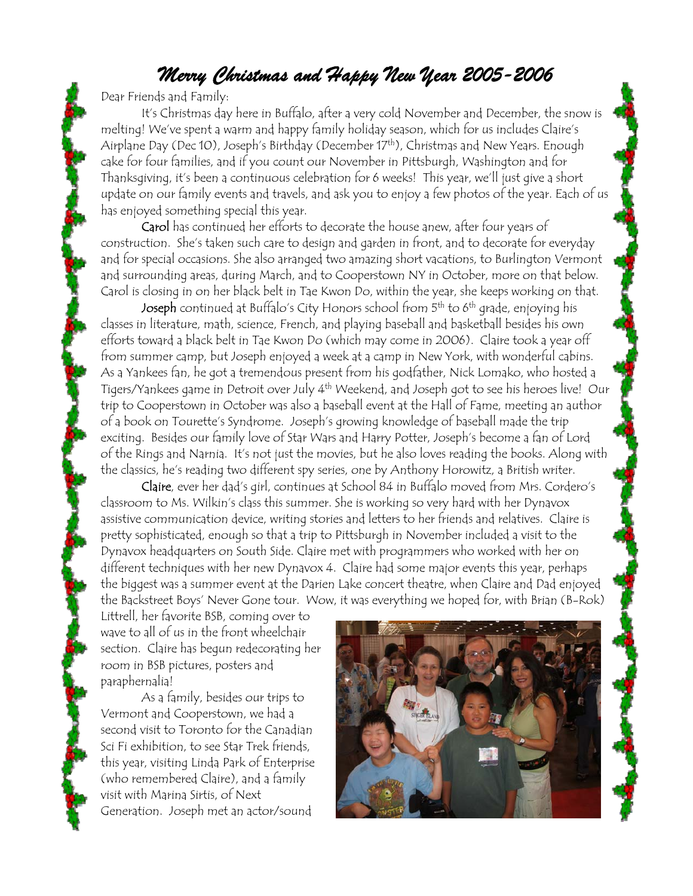# *Merry Christmas and Happy New Year 2005-2006*

Dear Friends and Family:

It's Christmas day here in Buffalo, after a very cold November and December, the snow is melting! We've spent a warm and happy family holiday season, which for us includes Claire's Airplane Day (Dec 10), Joseph's Birthday (December 17th), Christmas and New Years. Enough cake for four families, and if you count our November in Pittsburgh, Washington and for Thanksgiving, it's been a continuous celebration for 6 weeks! This year, we'll just give a short update on our family events and travels, and ask you to enjoy a few photos of the year. Each of us has enjoyed something special this year.

**Carol** has continued her efforts to decorate the house anew, after four years of construction. She's taken such care to design and garden in front, and to decorate for everyday and for special occasions. She also arranged two amazing short vacations, to Burlington Vermont and surrounding areas, during March, and to Cooperstown NY in October, more on that below. Carol is closing in on her black belt in Tae Kwon Do, within the year, she keeps working on that.

**Joseph** continued at Buffalo's City Honors school from 5th to 6th grade, enjoying his classes in literature, math, science, French, and playing baseball and basketball besides his own efforts toward a black belt in Tae Kwon Do (which may come in 2006). Claire took a year off from summer camp, but Joseph enjoyed a week at a camp in New York, with wonderful cabins. As a Yankees fan, he got a tremendous present from his godfather, Nick Lomako, who hosted a Tigers/Yankees game in Detroit over July 4th Weekend, and Joseph got to see his heroes live! Our trip to Cooperstown in October was also a baseball event at the Hall of Fame, meeting an author of a book on Tourette's Syndrome. Joseph's growing knowledge of baseball made the trip exciting. Besides our family love of Star Wars and Harry Potter, Joseph's become a fan of Lord of the Rings and Narnia. It's not just the movies, but he also loves reading the books. Along with the classics, he's reading two different spy series, one by Anthony Horowitz, a British writer.

**Claire**, ever her dad's girl, continues at School 84 in Buffalo moved from Mrs. Cordero's classroom to Ms. Wilkin's class this summer. She is working so very hard with her Dynavox assistive communication device, writing stories and letters to her friends and relatives. Claire is pretty sophisticated, enough so that a trip to Pittsburgh in November included a visit to the Dynavox headquarters on South Side. Claire met with programmers who worked with her on different techniques with her new Dynavox 4. Claire had some major events this year, perhaps the biggest was a summer event at the Darien Lake concert theatre, when Claire and Dad enjoyed the Backstreet Boys' Never Gone tour. Wow, it was everything we hoped for, with Brian (B-Rok) Littrell, her favorite BSB, coming over to wave to all of us in the front wheelchair section. Claire has begun redecorating her room in BSB pictures, posters and paraphernalia!

As a family, besides our trips to Vermont and Cooperstown, we had a second visit to Toronto for the Canadian Sci Fi exhibition, to see Star Trek friends, this year, visiting Linda Park of Enterprise (who remembered Claire), and a family visit with Marina Sirtis, of Next Generation. Joseph met an actor/sound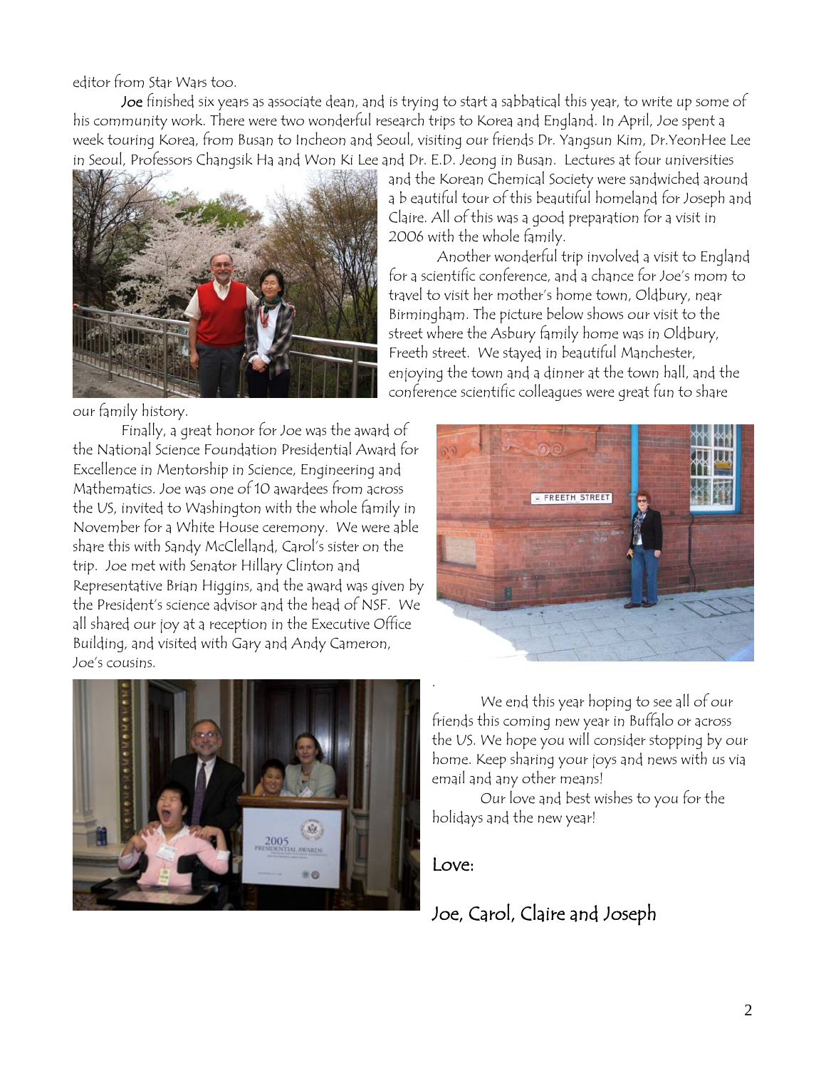editor from Star Wars too.

**Joe** finished six years as associate dean, and is trying to start a sabbatical this year, to write up some of his community work. There were two wonderful research trips to Korea and England. In April, Joe spent a week touring Korea, from Busan to Incheon and Seoul, visiting our friends Dr. Yangsun Kim, Dr.YeonHee Lee in Seoul, Professors Changsik Ha and Won Ki Lee and Dr. E.D. Jeong in Busan. Lectures at four universities and the Korean Chemical Society were sandwiched around a b eautiful tour of this beautiful homeland for Joseph and Claire. All of this was a good preparation for a visit in 2006 with the whole family.

Another wonderful trip involved a visit to England for a scientific conference, and a chance for Joe's mom to travel to visit her mother's home town, Oldbury, near Birmingham. The picture below shows our visit to the street where the Asbury family home was in Oldbury, Freeth street. We stayed in beautiful Manchester, enjoying the town and a dinner at the town hall, and the conference scientific colleagues were great fun to share our family history.

Finally, a great honor for Joe was the award of the National Science Foundation Presidential Award for Excellence in Mentorship in Science, Engineering and Mathematics. Joe was one of 10 awardees from across the US, invited to Washington with the whole family in November for a White House ceremony. We were able share this with Sandy McClelland, Carol's sister on the trip. Joe met with Senator Hillary Clinton and Representative Brian Higgins, and the award was given by the President's science advisor and the head of NSF. We all shared our joy at a reception in the Executive Office Building, and visited with Gary and Andy Cameron, Joe's cousins.

We end this year hoping to see all of our friends this coming new year in Buffalo or across the US. We hope you will consider stopping by our home. Keep sharing your joys and news with us via email and any other means!

Our love and best wishes to you for the holidays and the new year!

Love:

Joe, Carol, Claire and Joseph